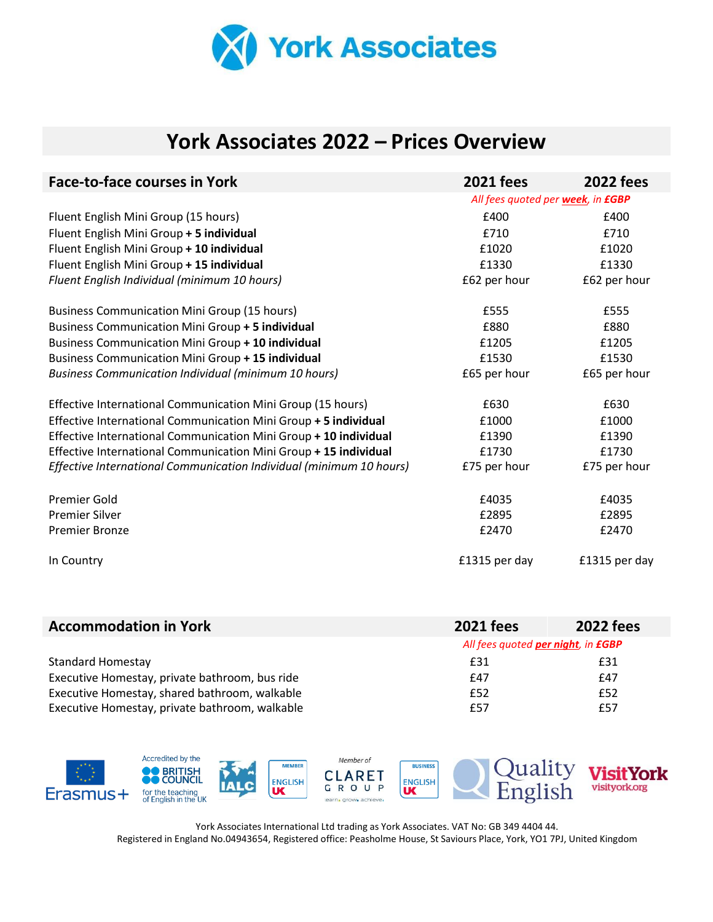York Associates

# York Associates 2022 – Prices Overview

| Face-to-face courses in York | 2021 fees | 2022 fees |
|---|---|---|
| | *All fees quoted per **week**, in **£GBP*** | |
| Fluent English Mini Group (15 hours) | £400 | £400 |
| Fluent English Mini Group **+ 5 individual** | £710 | £710 |
| Fluent English Mini Group **+ 10 individual** | £1020 | £1020 |
| Fluent English Mini Group **+ 15 individual** | £1330 | £1330 |
| *Fluent English Individual (minimum 10 hours)* | £62 per hour | £62 per hour |
| Business Communication Mini Group (15 hours) | £555 | £555 |
| Business Communication Mini Group **+ 5 individual** | £880 | £880 |
| Business Communication Mini Group **+ 10 individual** | £1205 | £1205 |
| Business Communication Mini Group **+ 15 individual** | £1530 | £1530 |
| *Business Communication Individual (minimum 10 hours)* | £65 per hour | £65 per hour |
| Effective International Communication Mini Group (15 hours) | £630 | £630 |
| Effective International Communication Mini Group **+ 5 individual** | £1000 | £1000 |
| Effective International Communication Mini Group **+ 10 individual** | £1390 | £1390 |
| Effective International Communication Mini Group **+ 15 individual** | £1730 | £1730 |
| *Effective International Communication Individual (minimum 10 hours)* | £75 per hour | £75 per hour |
| Premier Gold | £4035 | £4035 |
| Premier Silver | £2895 | £2895 |
| Premier Bronze | £2470 | £2470 |
| In Country | £1315 per day | £1315 per day |

| Accommodation in York | 2021 fees | 2022 fees |
|---|---|---|
| | *All fees quoted **per night**, in **£GBP*** | |
| Standard Homestay | £31 | £31 |
| Executive Homestay, private bathroom, bus ride | £47 | £47 |
| Executive Homestay, shared bathroom, walkable | £52 | £52 |
| Executive Homestay, private bathroom, walkable | £57 | £57 |

Erasmus+ | Accredited by the British Council for the teaching of English in the UK | IALC | English UK Member | Member of Claret Group | English UK Business | Quality English | VisitYork visityork.org

York Associates International Ltd trading as York Associates. VAT No: GB 349 4404 44.
Registered in England No.04943654, Registered office: Peasholme House, St Saviours Place, York, YO1 7PJ, United Kingdom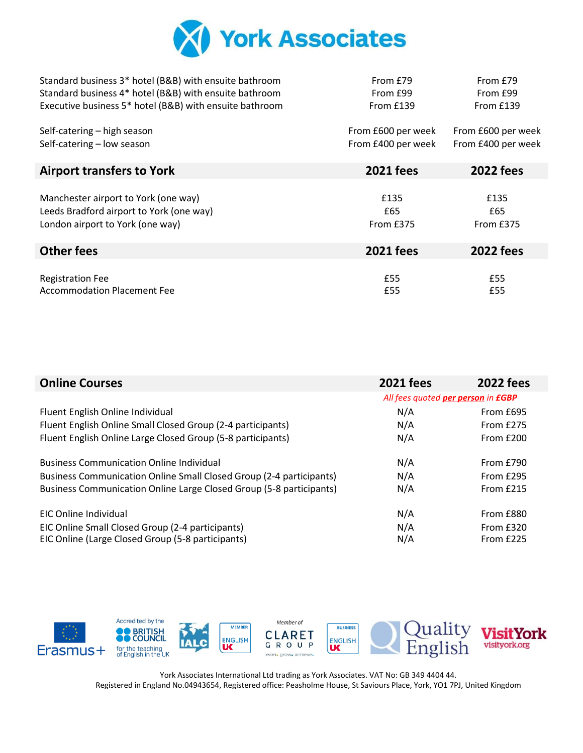# York Associates

| | | |
|---|---|---|
| Standard business 3* hotel (B&B) with ensuite bathroom | From £79 | From £79 |
| Standard business 4* hotel (B&B) with ensuite bathroom | From £99 | From £99 |
| Executive business 5* hotel (B&B) with ensuite bathroom | From £139 | From £139 |
| Self-catering – high season | From £600 per week | From £600 per week |
| Self-catering – low season | From £400 per week | From £400 per week |

| Airport transfers to York | 2021 fees | 2022 fees |
|---|---|---|
| Manchester airport to York (one way) | £135 | £135 |
| Leeds Bradford airport to York (one way) | £65 | £65 |
| London airport to York (one way) | From £375 | From £375 |

| Other fees | 2021 fees | 2022 fees |
|---|---|---|
| Registration Fee | £55 | £55 |
| Accommodation Placement Fee | £55 | £55 |

| Online Courses | 2021 fees | 2022 fees |
|---|---|---|
| | *All fees quoted **per person** in **£GBP*** | |
| Fluent English Online Individual | N/A | From £695 |
| Fluent English Online Small Closed Group (2-4 participants) | N/A | From £275 |
| Fluent English Online Large Closed Group (5-8 participants) | N/A | From £200 |
| Business Communication Online Individual | N/A | From £790 |
| Business Communication Online Small Closed Group (2-4 participants) | N/A | From £295 |
| Business Communication Online Large Closed Group (5-8 participants) | N/A | From £215 |
| EIC Online Individual | N/A | From £880 |
| EIC Online Small Closed Group (2-4 participants) | N/A | From £320 |
| EIC Online (Large Closed Group (5-8 participants) | N/A | From £225 |

Erasmus+ | Accredited by the British Council for the teaching of English in the UK | IALC | Member English UK | Member of Claret Group | Business English UK | Quality English | VisitYork visityork.org

York Associates International Ltd trading as York Associates. VAT No: GB 349 4404 44.
Registered in England No.04943654, Registered office: Peasholme House, St Saviours Place, York, YO1 7PJ, United Kingdom